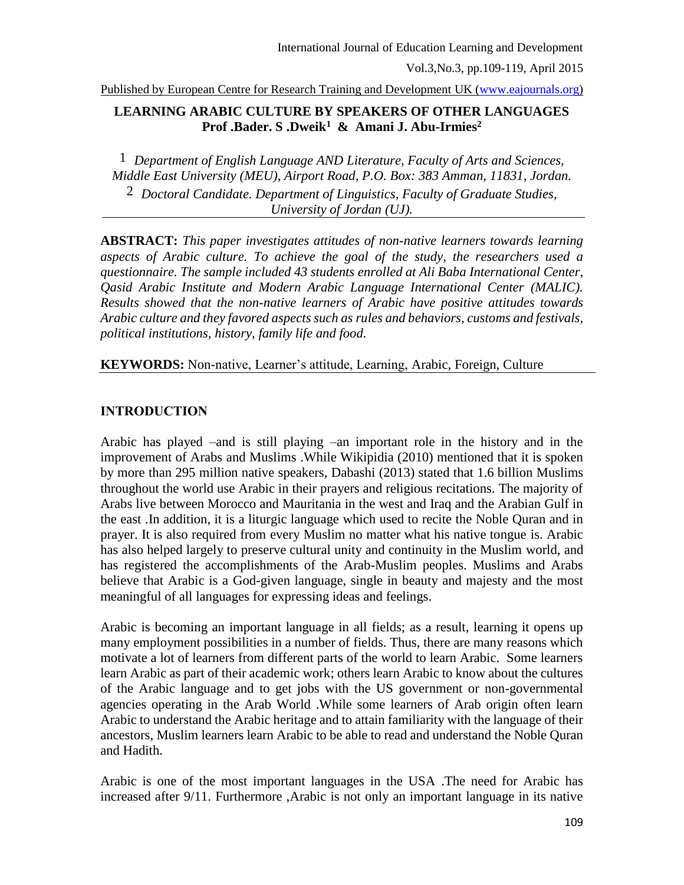# LEARNING ARABIC CULTURE BY SPEAKERS OF OTHER LANGUAGES

**Prof .Bader. S .Dweik[1] & Amani J. Abu-Irmies[2]**

[1] *Department of English Language AND Literature, Faculty of Arts and Sciences, Middle East University (MEU), Airport Road, P.O. Box: 383 Amman, 11831, Jordan.*

[2] *Doctoral Candidate. Department of Linguistics, Faculty of Graduate Studies, University of Jordan (UJ).*

**ABSTRACT:** *This paper investigates attitudes of non-native learners towards learning aspects of Arabic culture. To achieve the goal of the study, the researchers used a questionnaire. The sample included 43 students enrolled at Ali Baba International Center, Qasid Arabic Institute and Modern Arabic Language International Center (MALIC). Results showed that the non-native learners of Arabic have positive attitudes towards Arabic culture and they favored aspects such as rules and behaviors, customs and festivals, political institutions, history, family life and food.*

**KEYWORDS:** Non-native, Learner's attitude, Learning, Arabic, Foreign, Culture

## INTRODUCTION

Arabic has played –and is still playing –an important role in the history and in the improvement of Arabs and Muslims .While Wikipidia (2010) mentioned that it is spoken by more than 295 million native speakers, Dabashi (2013) stated that 1.6 billion Muslims throughout the world use Arabic in their prayers and religious recitations. The majority of Arabs live between Morocco and Mauritania in the west and Iraq and the Arabian Gulf in the east .In addition, it is a liturgic language which used to recite the Noble Quran and in prayer. It is also required from every Muslim no matter what his native tongue is. Arabic has also helped largely to preserve cultural unity and continuity in the Muslim world, and has registered the accomplishments of the Arab-Muslim peoples. Muslims and Arabs believe that Arabic is a God-given language, single in beauty and majesty and the most meaningful of all languages for expressing ideas and feelings.

Arabic is becoming an important language in all fields; as a result, learning it opens up many employment possibilities in a number of fields. Thus, there are many reasons which motivate a lot of learners from different parts of the world to learn Arabic. Some learners learn Arabic as part of their academic work; others learn Arabic to know about the cultures of the Arabic language and to get jobs with the US government or non-governmental agencies operating in the Arab World .While some learners of Arab origin often learn Arabic to understand the Arabic heritage and to attain familiarity with the language of their ancestors, Muslim learners learn Arabic to be able to read and understand the Noble Quran and Hadith.

Arabic is one of the most important languages in the USA .The need for Arabic has increased after 9/11. Furthermore ,Arabic is not only an important language in its native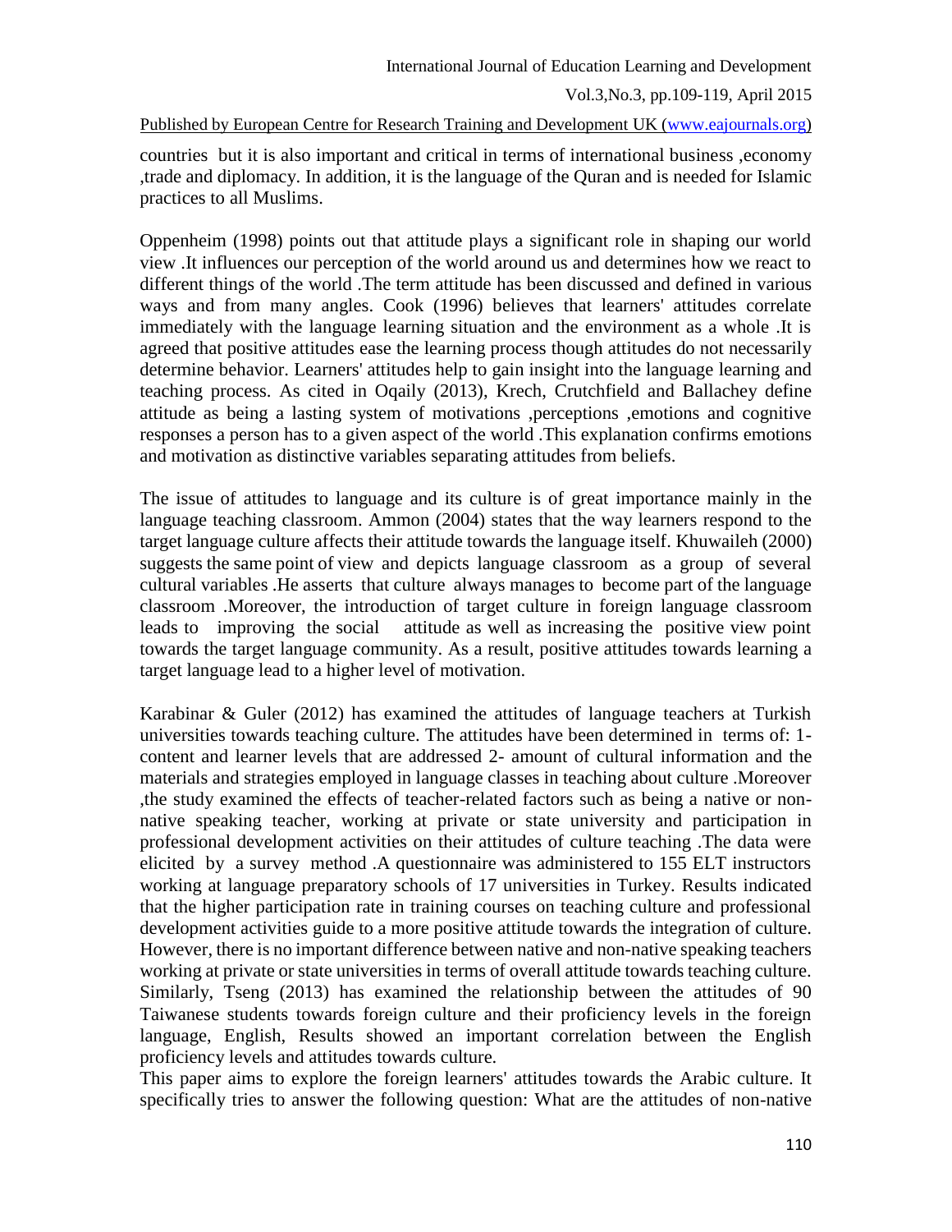countries but it is also important and critical in terms of international business ,economy ,trade and diplomacy. In addition, it is the language of the Quran and is needed for Islamic practices to all Muslims.

Oppenheim (1998) points out that attitude plays a significant role in shaping our world view .It influences our perception of the world around us and determines how we react to different things of the world .The term attitude has been discussed and defined in various ways and from many angles. Cook (1996) believes that learners' attitudes correlate immediately with the language learning situation and the environment as a whole .It is agreed that positive attitudes ease the learning process though attitudes do not necessarily determine behavior. Learners' attitudes help to gain insight into the language learning and teaching process. As cited in Oqaily (2013), Krech, Crutchfield and Ballachey define attitude as being a lasting system of motivations ,perceptions ,emotions and cognitive responses a person has to a given aspect of the world .This explanation confirms emotions and motivation as distinctive variables separating attitudes from beliefs.

The issue of attitudes to language and its culture is of great importance mainly in the language teaching classroom. Ammon (2004) states that the way learners respond to the target language culture affects their attitude towards the language itself. Khuwaileh (2000) suggests the same point of view and depicts language classroom as a group of several cultural variables .He asserts that culture always manages to become part of the language classroom .Moreover, the introduction of target culture in foreign language classroom leads to improving the social attitude as well as increasing the positive view point towards the target language community. As a result, positive attitudes towards learning a target language lead to a higher level of motivation.

Karabinar & Guler (2012) has examined the attitudes of language teachers at Turkish universities towards teaching culture. The attitudes have been determined in terms of: 1- content and learner levels that are addressed 2- amount of cultural information and the materials and strategies employed in language classes in teaching about culture .Moreover ,the study examined the effects of teacher-related factors such as being a native or non-native speaking teacher, working at private or state university and participation in professional development activities on their attitudes of culture teaching .The data were elicited by a survey method .A questionnaire was administered to 155 ELT instructors working at language preparatory schools of 17 universities in Turkey. Results indicated that the higher participation rate in training courses on teaching culture and professional development activities guide to a more positive attitude towards the integration of culture. However, there is no important difference between native and non-native speaking teachers working at private or state universities in terms of overall attitude towards teaching culture. Similarly, Tseng (2013) has examined the relationship between the attitudes of 90 Taiwanese students towards foreign culture and their proficiency levels in the foreign language, English, Results showed an important correlation between the English proficiency levels and attitudes towards culture.

This paper aims to explore the foreign learners' attitudes towards the Arabic culture. It specifically tries to answer the following question: What are the attitudes of non-native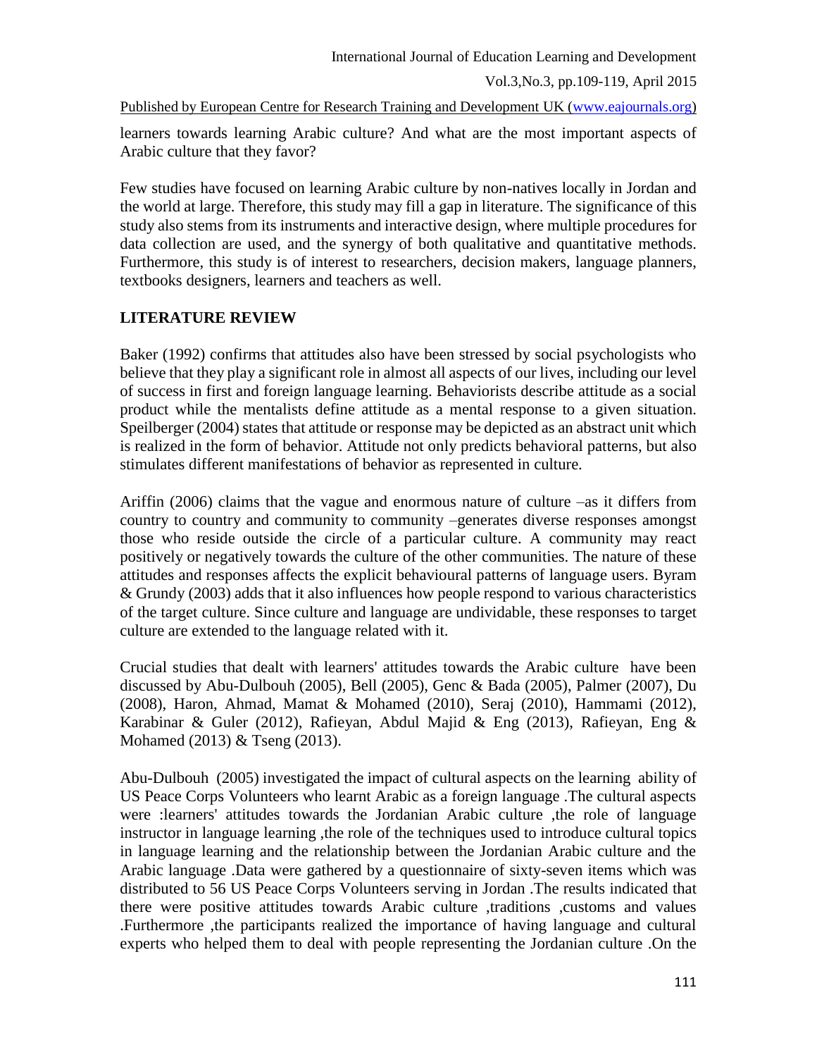learners towards learning Arabic culture? And what are the most important aspects of Arabic culture that they favor?

Few studies have focused on learning Arabic culture by non-natives locally in Jordan and the world at large. Therefore, this study may fill a gap in literature. The significance of this study also stems from its instruments and interactive design, where multiple procedures for data collection are used, and the synergy of both qualitative and quantitative methods. Furthermore, this study is of interest to researchers, decision makers, language planners, textbooks designers, learners and teachers as well.

## LITERATURE REVIEW

Baker (1992) confirms that attitudes also have been stressed by social psychologists who believe that they play a significant role in almost all aspects of our lives, including our level of success in first and foreign language learning. Behaviorists describe attitude as a social product while the mentalists define attitude as a mental response to a given situation. Speilberger (2004) states that attitude or response may be depicted as an abstract unit which is realized in the form of behavior. Attitude not only predicts behavioral patterns, but also stimulates different manifestations of behavior as represented in culture.

Ariffin (2006) claims that the vague and enormous nature of culture –as it differs from country to country and community to community –generates diverse responses amongst those who reside outside the circle of a particular culture. A community may react positively or negatively towards the culture of the other communities. The nature of these attitudes and responses affects the explicit behavioural patterns of language users. Byram & Grundy (2003) adds that it also influences how people respond to various characteristics of the target culture. Since culture and language are undividable, these responses to target culture are extended to the language related with it.

Crucial studies that dealt with learners' attitudes towards the Arabic culture have been discussed by Abu-Dulbouh (2005), Bell (2005), Genc & Bada (2005), Palmer (2007), Du (2008), Haron, Ahmad, Mamat & Mohamed (2010), Seraj (2010), Hammami (2012), Karabinar & Guler (2012), Rafieyan, Abdul Majid & Eng (2013), Rafieyan, Eng & Mohamed (2013) & Tseng (2013).

Abu-Dulbouh (2005) investigated the impact of cultural aspects on the learning ability of US Peace Corps Volunteers who learnt Arabic as a foreign language .The cultural aspects were :learners' attitudes towards the Jordanian Arabic culture ,the role of language instructor in language learning ,the role of the techniques used to introduce cultural topics in language learning and the relationship between the Jordanian Arabic culture and the Arabic language .Data were gathered by a questionnaire of sixty-seven items which was distributed to 56 US Peace Corps Volunteers serving in Jordan .The results indicated that there were positive attitudes towards Arabic culture ,traditions ,customs and values .Furthermore ,the participants realized the importance of having language and cultural experts who helped them to deal with people representing the Jordanian culture .On the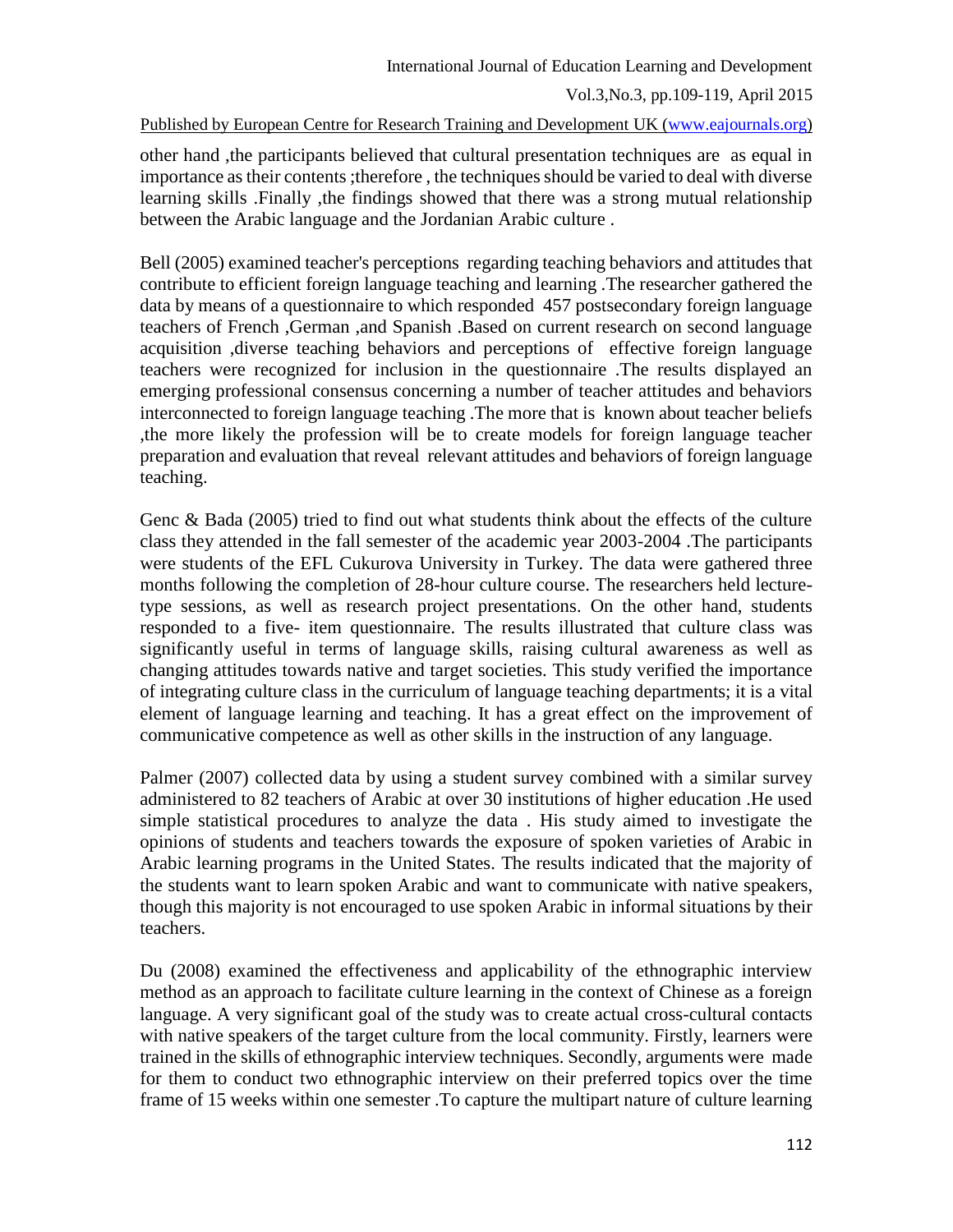other hand ,the participants believed that cultural presentation techniques are as equal in importance as their contents ;therefore , the techniques should be varied to deal with diverse learning skills .Finally ,the findings showed that there was a strong mutual relationship between the Arabic language and the Jordanian Arabic culture .

Bell (2005) examined teacher's perceptions regarding teaching behaviors and attitudes that contribute to efficient foreign language teaching and learning .The researcher gathered the data by means of a questionnaire to which responded 457 postsecondary foreign language teachers of French ,German ,and Spanish .Based on current research on second language acquisition ,diverse teaching behaviors and perceptions of effective foreign language teachers were recognized for inclusion in the questionnaire .The results displayed an emerging professional consensus concerning a number of teacher attitudes and behaviors interconnected to foreign language teaching .The more that is known about teacher beliefs ,the more likely the profession will be to create models for foreign language teacher preparation and evaluation that reveal relevant attitudes and behaviors of foreign language teaching.

Genc & Bada (2005) tried to find out what students think about the effects of the culture class they attended in the fall semester of the academic year 2003-2004 .The participants were students of the EFL Cukurova University in Turkey. The data were gathered three months following the completion of 28-hour culture course. The researchers held lecture-type sessions, as well as research project presentations. On the other hand, students responded to a five- item questionnaire. The results illustrated that culture class was significantly useful in terms of language skills, raising cultural awareness as well as changing attitudes towards native and target societies. This study verified the importance of integrating culture class in the curriculum of language teaching departments; it is a vital element of language learning and teaching. It has a great effect on the improvement of communicative competence as well as other skills in the instruction of any language.

Palmer (2007) collected data by using a student survey combined with a similar survey administered to 82 teachers of Arabic at over 30 institutions of higher education .He used simple statistical procedures to analyze the data . His study aimed to investigate the opinions of students and teachers towards the exposure of spoken varieties of Arabic in Arabic learning programs in the United States. The results indicated that the majority of the students want to learn spoken Arabic and want to communicate with native speakers, though this majority is not encouraged to use spoken Arabic in informal situations by their teachers.

Du (2008) examined the effectiveness and applicability of the ethnographic interview method as an approach to facilitate culture learning in the context of Chinese as a foreign language. A very significant goal of the study was to create actual cross-cultural contacts with native speakers of the target culture from the local community. Firstly, learners were trained in the skills of ethnographic interview techniques. Secondly, arguments were made for them to conduct two ethnographic interview on their preferred topics over the time frame of 15 weeks within one semester .To capture the multipart nature of culture learning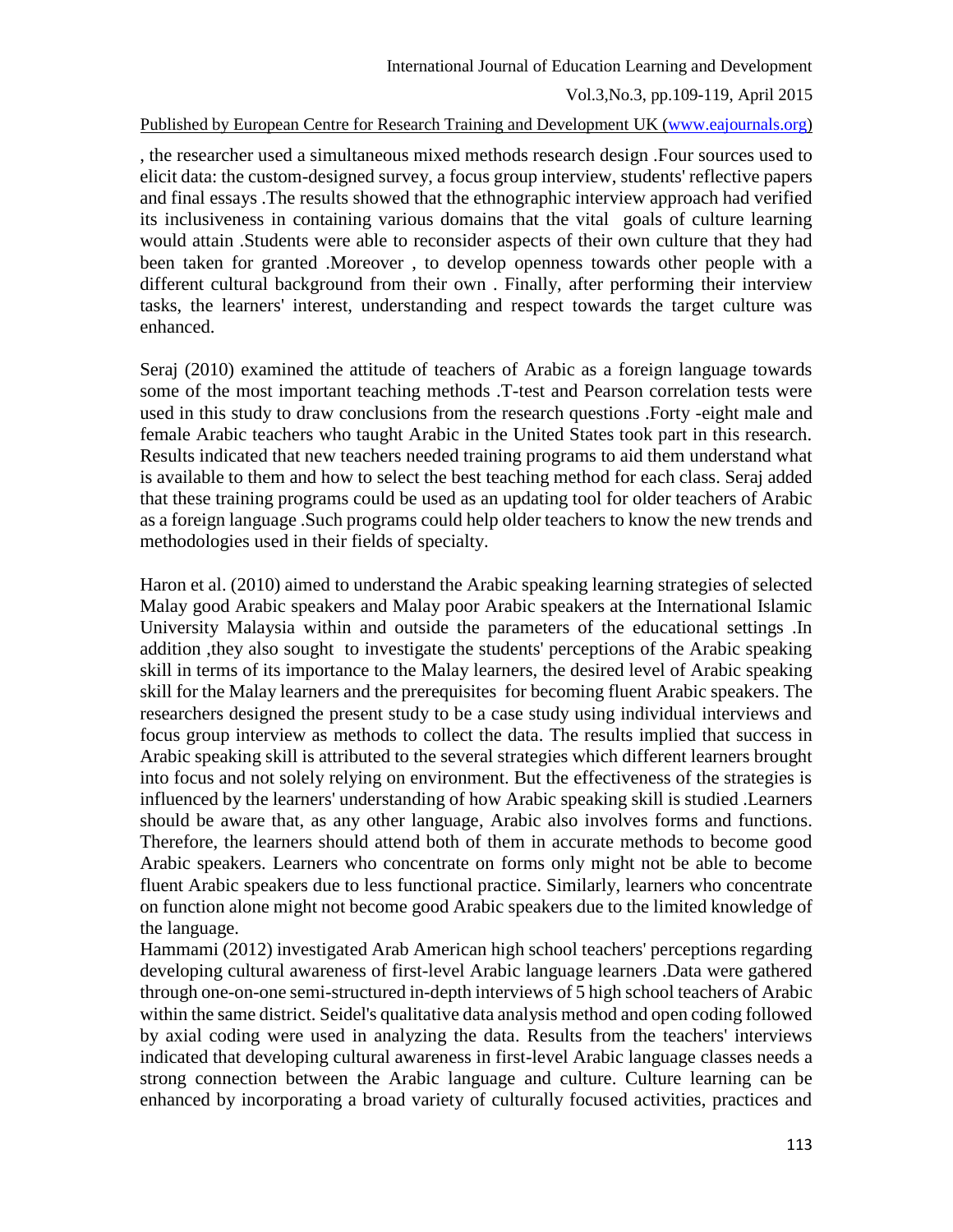, the researcher used a simultaneous mixed methods research design .Four sources used to elicit data: the custom-designed survey, a focus group interview, students' reflective papers and final essays .The results showed that the ethnographic interview approach had verified its inclusiveness in containing various domains that the vital goals of culture learning would attain .Students were able to reconsider aspects of their own culture that they had been taken for granted .Moreover , to develop openness towards other people with a different cultural background from their own . Finally, after performing their interview tasks, the learners' interest, understanding and respect towards the target culture was enhanced.

Seraj (2010) examined the attitude of teachers of Arabic as a foreign language towards some of the most important teaching methods .T-test and Pearson correlation tests were used in this study to draw conclusions from the research questions .Forty -eight male and female Arabic teachers who taught Arabic in the United States took part in this research. Results indicated that new teachers needed training programs to aid them understand what is available to them and how to select the best teaching method for each class. Seraj added that these training programs could be used as an updating tool for older teachers of Arabic as a foreign language .Such programs could help older teachers to know the new trends and methodologies used in their fields of specialty.

Haron et al. (2010) aimed to understand the Arabic speaking learning strategies of selected Malay good Arabic speakers and Malay poor Arabic speakers at the International Islamic University Malaysia within and outside the parameters of the educational settings .In addition ,they also sought to investigate the students' perceptions of the Arabic speaking skill in terms of its importance to the Malay learners, the desired level of Arabic speaking skill for the Malay learners and the prerequisites for becoming fluent Arabic speakers. The researchers designed the present study to be a case study using individual interviews and focus group interview as methods to collect the data. The results implied that success in Arabic speaking skill is attributed to the several strategies which different learners brought into focus and not solely relying on environment. But the effectiveness of the strategies is influenced by the learners' understanding of how Arabic speaking skill is studied .Learners should be aware that, as any other language, Arabic also involves forms and functions. Therefore, the learners should attend both of them in accurate methods to become good Arabic speakers. Learners who concentrate on forms only might not be able to become fluent Arabic speakers due to less functional practice. Similarly, learners who concentrate on function alone might not become good Arabic speakers due to the limited knowledge of the language.

Hammami (2012) investigated Arab American high school teachers' perceptions regarding developing cultural awareness of first-level Arabic language learners .Data were gathered through one-on-one semi-structured in-depth interviews of 5 high school teachers of Arabic within the same district. Seidel's qualitative data analysis method and open coding followed by axial coding were used in analyzing the data. Results from the teachers' interviews indicated that developing cultural awareness in first-level Arabic language classes needs a strong connection between the Arabic language and culture. Culture learning can be enhanced by incorporating a broad variety of culturally focused activities, practices and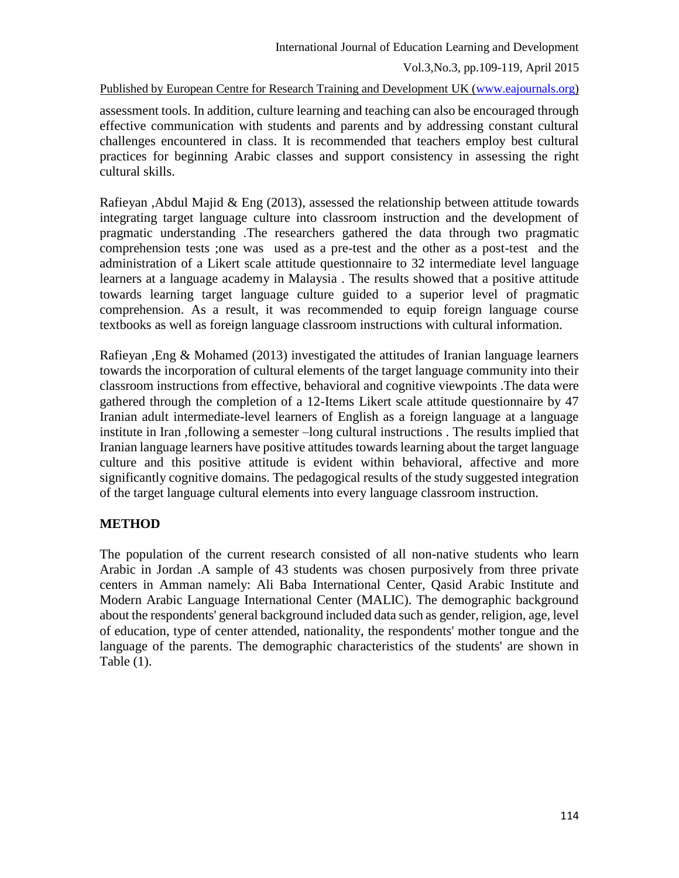assessment tools. In addition, culture learning and teaching can also be encouraged through effective communication with students and parents and by addressing constant cultural challenges encountered in class. It is recommended that teachers employ best cultural practices for beginning Arabic classes and support consistency in assessing the right cultural skills.

Rafieyan ,Abdul Majid & Eng (2013), assessed the relationship between attitude towards integrating target language culture into classroom instruction and the development of pragmatic understanding .The researchers gathered the data through two pragmatic comprehension tests ;one was used as a pre-test and the other as a post-test and the administration of a Likert scale attitude questionnaire to 32 intermediate level language learners at a language academy in Malaysia . The results showed that a positive attitude towards learning target language culture guided to a superior level of pragmatic comprehension. As a result, it was recommended to equip foreign language course textbooks as well as foreign language classroom instructions with cultural information.

Rafieyan ,Eng & Mohamed (2013) investigated the attitudes of Iranian language learners towards the incorporation of cultural elements of the target language community into their classroom instructions from effective, behavioral and cognitive viewpoints .The data were gathered through the completion of a 12-Items Likert scale attitude questionnaire by 47 Iranian adult intermediate-level learners of English as a foreign language at a language institute in Iran ,following a semester –long cultural instructions . The results implied that Iranian language learners have positive attitudes towards learning about the target language culture and this positive attitude is evident within behavioral, affective and more significantly cognitive domains. The pedagogical results of the study suggested integration of the target language cultural elements into every language classroom instruction.

## METHOD

The population of the current research consisted of all non-native students who learn Arabic in Jordan .A sample of 43 students was chosen purposively from three private centers in Amman namely: Ali Baba International Center, Qasid Arabic Institute and Modern Arabic Language International Center (MALIC). The demographic background about the respondents' general background included data such as gender, religion, age, level of education, type of center attended, nationality, the respondents' mother tongue and the language of the parents. The demographic characteristics of the students' are shown in Table (1).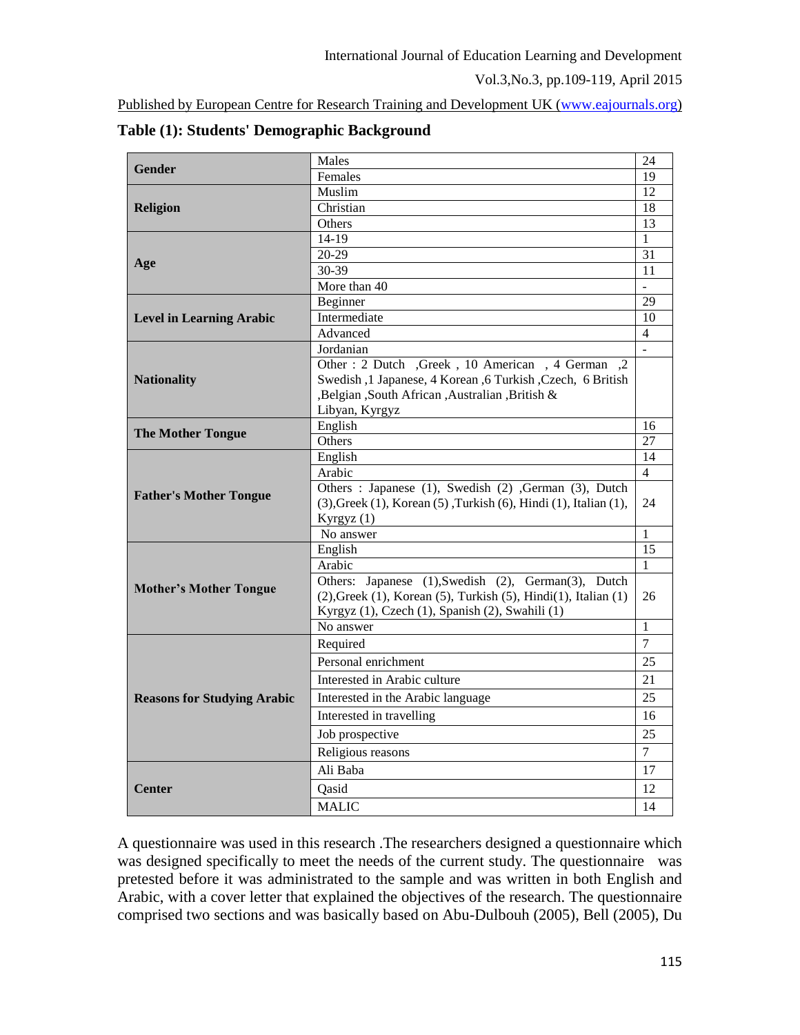**Table (1): Students' Demographic Background**

| | | |
|---|---|---|
| **Gender** | Males | 24 |
| | Females | 19 |
| **Religion** | Muslim | 12 |
| | Christian | 18 |
| | Others | 13 |
| **Age** | 14-19 | 1 |
| | 20-29 | 31 |
| | 30-39 | 11 |
| | More than 40 | - |
| **Level in Learning Arabic** | Beginner | 29 |
| | Intermediate | 10 |
| | Advanced | 4 |
| **Nationality** | Jordanian | - |
| | Other : 2 Dutch ,Greek , 10 American , 4 German ,2 Swedish ,1 Japanese, 4 Korean ,6 Turkish ,Czech, 6 British ,Belgian ,South African ,Australian ,British & Libyan, Kyrgyz | |
| **The Mother Tongue** | English | 16 |
| | Others | 27 |
| **Father's Mother Tongue** | English | 14 |
| | Arabic | 4 |
| | Others : Japanese (1), Swedish (2) ,German (3), Dutch (3),Greek (1), Korean (5) ,Turkish (6), Hindi (1), Italian (1), Kyrgyz (1) | 24 |
| | No answer | 1 |
| **Mother's Mother Tongue** | English | 15 |
| | Arabic | 1 |
| | Others: Japanese (1),Swedish (2), German(3), Dutch (2),Greek (1), Korean (5), Turkish (5), Hindi(1), Italian (1) Kyrgyz (1), Czech (1), Spanish (2), Swahili (1) | 26 |
| | No answer | 1 |
| **Reasons for Studying Arabic** | Required | 7 |
| | Personal enrichment | 25 |
| | Interested in Arabic culture | 21 |
| | Interested in the Arabic language | 25 |
| | Interested in travelling | 16 |
| | Job prospective | 25 |
| | Religious reasons | 7 |
| **Center** | Ali Baba | 17 |
| | Qasid | 12 |
| | MALIC | 14 |

A questionnaire was used in this research .The researchers designed a questionnaire which was designed specifically to meet the needs of the current study. The questionnaire was pretested before it was administrated to the sample and was written in both English and Arabic, with a cover letter that explained the objectives of the research. The questionnaire comprised two sections and was basically based on Abu-Dulbouh (2005), Bell (2005), Du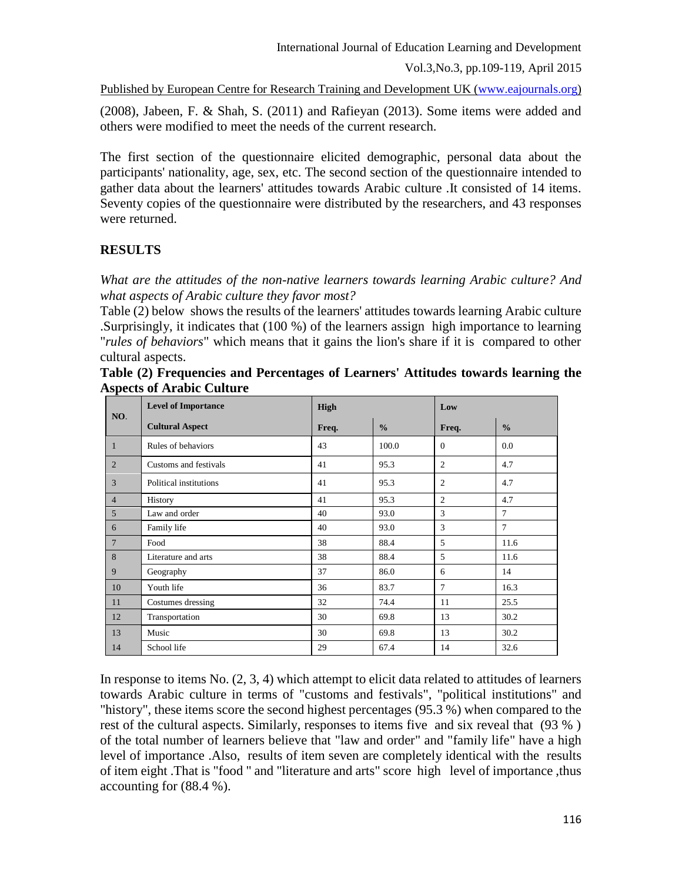(2008), Jabeen, F. & Shah, S. (2011) and Rafieyan (2013). Some items were added and others were modified to meet the needs of the current research.

The first section of the questionnaire elicited demographic, personal data about the participants' nationality, age, sex, etc. The second section of the questionnaire intended to gather data about the learners' attitudes towards Arabic culture .It consisted of 14 items. Seventy copies of the questionnaire were distributed by the researchers, and 43 responses were returned.

## RESULTS

*What are the attitudes of the non-native learners towards learning Arabic culture? And what aspects of Arabic culture they favor most?*

Table (2) below shows the results of the learners' attitudes towards learning Arabic culture .Surprisingly, it indicates that (100 %) of the learners assign high importance to learning "*rules of behaviors*" which means that it gains the lion's share if it is compared to other cultural aspects.

**Table (2) Frequencies and Percentages of Learners' Attitudes towards learning the Aspects of Arabic Culture**

| NO. | Level of Importance | High | | Low | |
|---|---|---|---|---|---|
| | Cultural Aspect | Freq. | % | Freq. | % |
| 1 | Rules of behaviors | 43 | 100.0 | 0 | 0.0 |
| 2 | Customs and festivals | 41 | 95.3 | 2 | 4.7 |
| 3 | Political institutions | 41 | 95.3 | 2 | 4.7 |
| 4 | History | 41 | 95.3 | 2 | 4.7 |
| 5 | Law and order | 40 | 93.0 | 3 | 7 |
| 6 | Family life | 40 | 93.0 | 3 | 7 |
| 7 | Food | 38 | 88.4 | 5 | 11.6 |
| 8 | Literature and arts | 38 | 88.4 | 5 | 11.6 |
| 9 | Geography | 37 | 86.0 | 6 | 14 |
| 10 | Youth life | 36 | 83.7 | 7 | 16.3 |
| 11 | Costumes dressing | 32 | 74.4 | 11 | 25.5 |
| 12 | Transportation | 30 | 69.8 | 13 | 30.2 |
| 13 | Music | 30 | 69.8 | 13 | 30.2 |
| 14 | School life | 29 | 67.4 | 14 | 32.6 |

In response to items No. (2, 3, 4) which attempt to elicit data related to attitudes of learners towards Arabic culture in terms of "customs and festivals", "political institutions" and "history", these items score the second highest percentages (95.3 %) when compared to the rest of the cultural aspects. Similarly, responses to items five and six reveal that (93 % ) of the total number of learners believe that "law and order" and "family life" have a high level of importance .Also, results of item seven are completely identical with the results of item eight .That is "food " and "literature and arts" score high level of importance ,thus accounting for (88.4 %).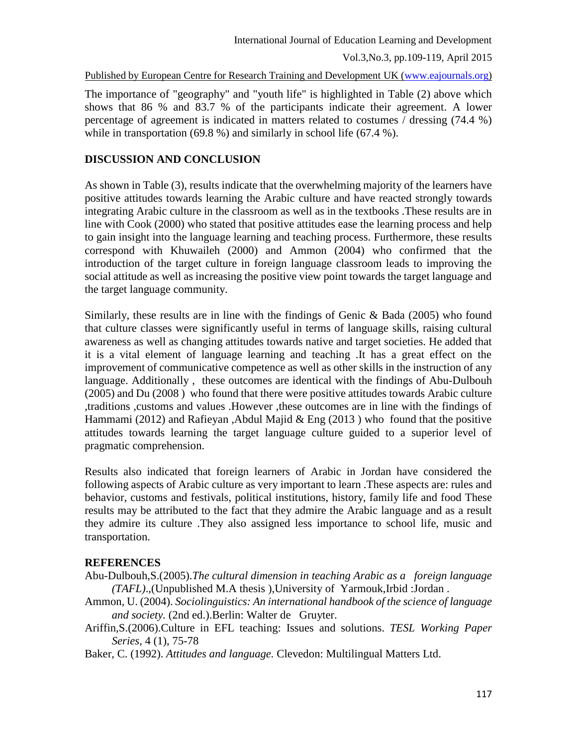The importance of "geography" and "youth life" is highlighted in Table (2) above which shows that 86 % and 83.7 % of the participants indicate their agreement. A lower percentage of agreement is indicated in matters related to costumes / dressing (74.4 %) while in transportation (69.8 %) and similarly in school life (67.4 %).

## DISCUSSION AND CONCLUSION

As shown in Table (3), results indicate that the overwhelming majority of the learners have positive attitudes towards learning the Arabic culture and have reacted strongly towards integrating Arabic culture in the classroom as well as in the textbooks .These results are in line with Cook (2000) who stated that positive attitudes ease the learning process and help to gain insight into the language learning and teaching process. Furthermore, these results correspond with Khuwaileh (2000) and Ammon (2004) who confirmed that the introduction of the target culture in foreign language classroom leads to improving the social attitude as well as increasing the positive view point towards the target language and the target language community.

Similarly, these results are in line with the findings of Genic & Bada (2005) who found that culture classes were significantly useful in terms of language skills, raising cultural awareness as well as changing attitudes towards native and target societies. He added that it is a vital element of language learning and teaching .It has a great effect on the improvement of communicative competence as well as other skills in the instruction of any language. Additionally , these outcomes are identical with the findings of Abu-Dulbouh (2005) and Du (2008 ) who found that there were positive attitudes towards Arabic culture ,traditions ,customs and values .However ,these outcomes are in line with the findings of Hammami (2012) and Rafieyan ,Abdul Majid & Eng (2013 ) who found that the positive attitudes towards learning the target language culture guided to a superior level of pragmatic comprehension.

Results also indicated that foreign learners of Arabic in Jordan have considered the following aspects of Arabic culture as very important to learn .These aspects are: rules and behavior, customs and festivals, political institutions, history, family life and food These results may be attributed to the fact that they admire the Arabic language and as a result they admire its culture .They also assigned less importance to school life, music and transportation.

## REFERENCES

Abu-Dulbouh,S.(2005).*The cultural dimension in teaching Arabic as a foreign language (TAFL)*.,(Unpublished M.A thesis ),University of Yarmouk,Irbid :Jordan .

Ammon, U. (2004). *Sociolinguistics: An international handbook of the science of language and society.* (2nd ed.).Berlin: Walter de Gruyter.

Ariffin,S.(2006).Culture in EFL teaching: Issues and solutions. *TESL Working Paper Series*, 4 (1), 75-78

Baker, C. (1992). *Attitudes and language.* Clevedon: Multilingual Matters Ltd.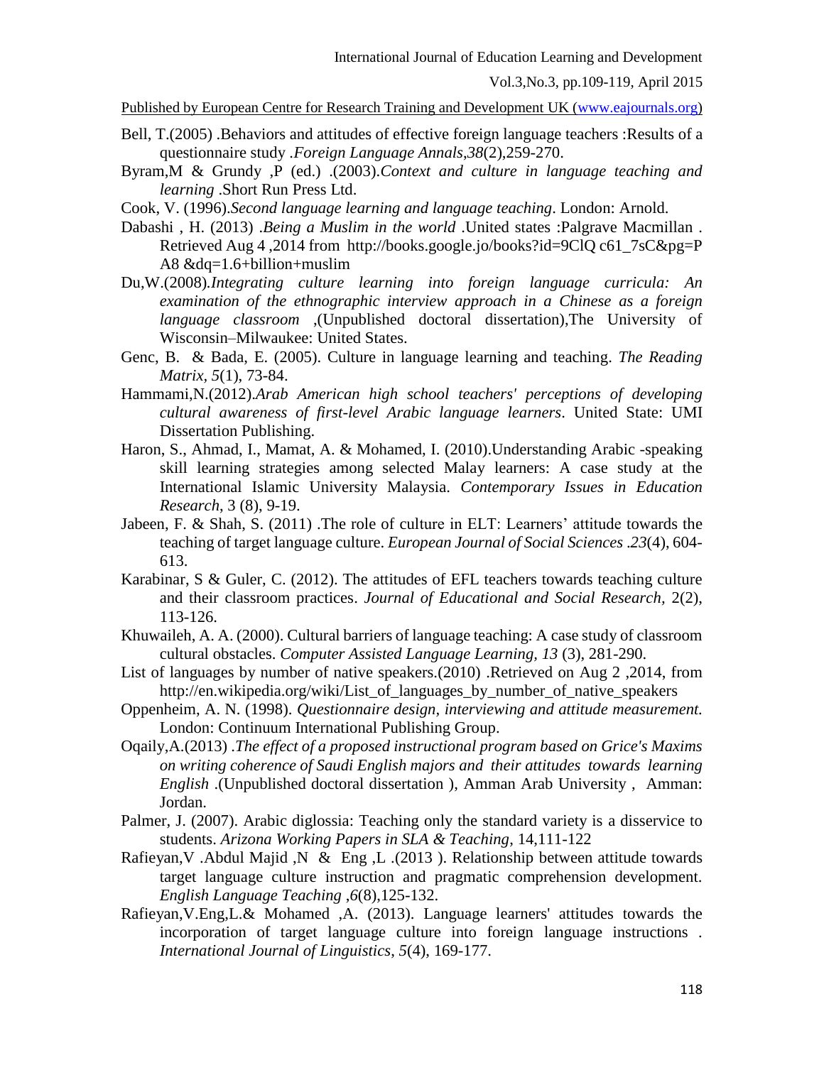Bell, T.(2005) .Behaviors and attitudes of effective foreign language teachers :Results of a questionnaire study .*Foreign Language Annals*,*38*(2),259-270.

Byram,M & Grundy ,P (ed.) .(2003).*Context and culture in language teaching and learning* .Short Run Press Ltd.

Cook, V. (1996).*Second language learning and language teaching*. London: Arnold.

Dabashi , H. (2013) .*Being a Muslim in the world* .United states :Palgrave Macmillan . Retrieved Aug 4 ,2014 from http://books.google.jo/books?id=9ClQ c61_7sC&pg=P A8 &dq=1.6+billion+muslim

Du,W.(2008).*Integrating culture learning into foreign language curricula: An examination of the ethnographic interview approach in a Chinese as a foreign language classroom* ,(Unpublished doctoral dissertation),The University of Wisconsin–Milwaukee: United States.

Genc, B. & Bada, E. (2005). Culture in language learning and teaching. *The Reading Matrix, 5*(1), 73-84.

Hammami,N.(2012).*Arab American high school teachers' perceptions of developing cultural awareness of first-level Arabic language learners*. United State: UMI Dissertation Publishing.

Haron, S., Ahmad, I., Mamat, A. & Mohamed, I. (2010).Understanding Arabic -speaking skill learning strategies among selected Malay learners: A case study at the International Islamic University Malaysia. *Contemporary Issues in Education Research*, 3 (8), 9-19.

Jabeen, F. & Shah, S. (2011) .The role of culture in ELT: Learners' attitude towards the teaching of target language culture. *European Journal of Social Sciences .23*(4), 604-613.

Karabinar, S & Guler, C. (2012). The attitudes of EFL teachers towards teaching culture and their classroom practices. *Journal of Educational and Social Research*, 2(2), 113-126.

Khuwaileh, A. A. (2000). Cultural barriers of language teaching: A case study of classroom cultural obstacles. *Computer Assisted Language Learning, 13* (3), 281-290.

List of languages by number of native speakers.(2010) .Retrieved on Aug 2 ,2014, from http://en.wikipedia.org/wiki/List_of_languages_by_number_of_native_speakers

Oppenheim, A. N. (1998). *Questionnaire design, interviewing and attitude measurement.* London: Continuum International Publishing Group.

Oqaily,A.(2013) .*The effect of a proposed instructional program based on Grice's Maxims on writing coherence of Saudi English majors and their attitudes towards learning English* .(Unpublished doctoral dissertation ), Amman Arab University , Amman: Jordan.

Palmer, J. (2007). Arabic diglossia: Teaching only the standard variety is a disservice to students. *Arizona Working Papers in SLA & Teaching*, 14,111-122

Rafieyan,V .Abdul Majid ,N & Eng ,L .(2013 ). Relationship between attitude towards target language culture instruction and pragmatic comprehension development. *English Language Teaching* ,*6*(8),125-132.

Rafieyan,V.Eng,L.& Mohamed ,A. (2013). Language learners' attitudes towards the incorporation of target language culture into foreign language instructions . *International Journal of Linguistics*, *5*(4), 169-177.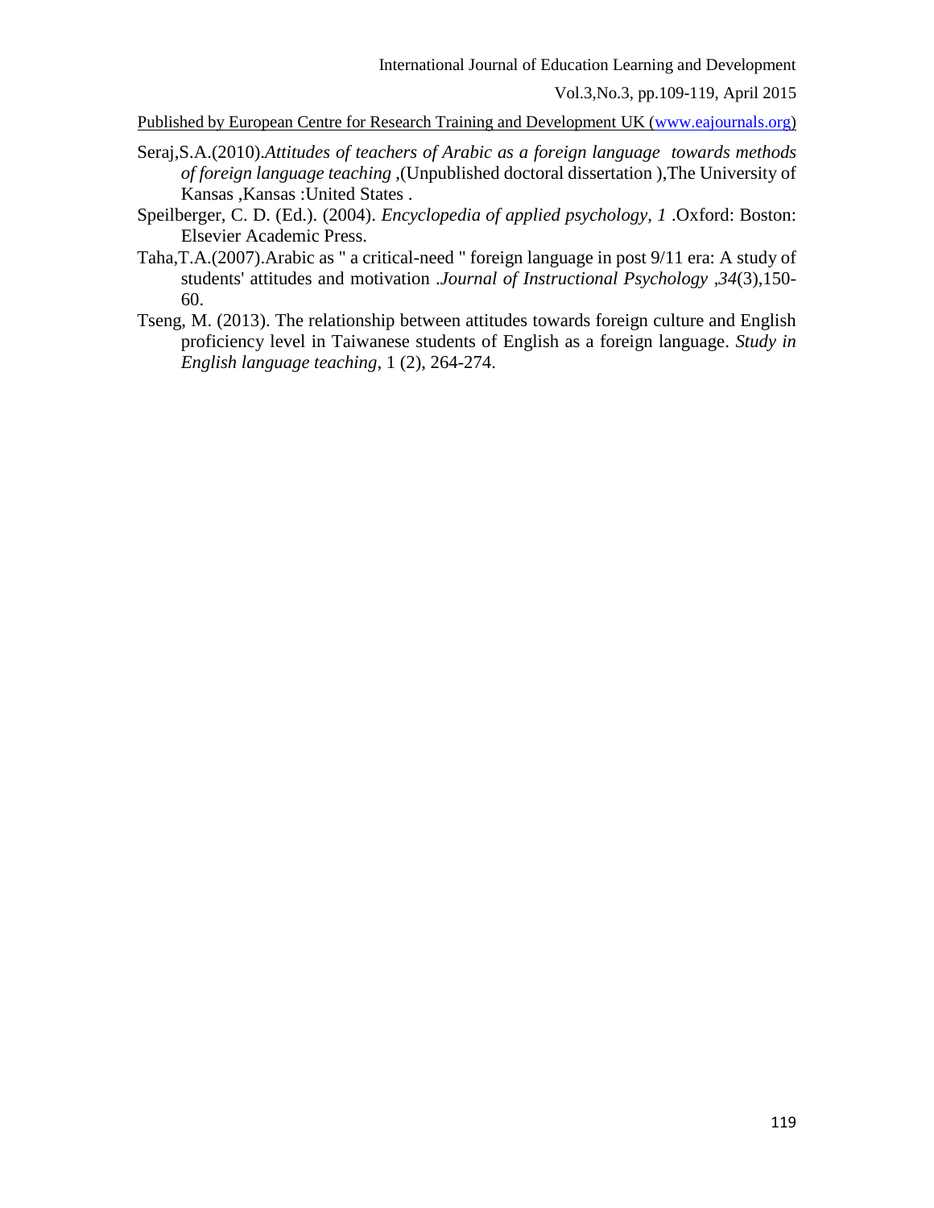Seraj,S.A.(2010).*Attitudes of teachers of Arabic as a foreign language towards methods of foreign language teaching* ,(Unpublished doctoral dissertation ),The University of Kansas ,Kansas :United States .

Speilberger, C. D. (Ed.). (2004). *Encyclopedia of applied psychology, 1* .Oxford: Boston: Elsevier Academic Press.

Taha,T.A.(2007).Arabic as " a critical-need " foreign language in post 9/11 era: A study of students' attitudes and motivation .*Journal of Instructional Psychology* ,*34*(3),150-60.

Tseng, M. (2013). The relationship between attitudes towards foreign culture and English proficiency level in Taiwanese students of English as a foreign language. *Study in English language teaching*, 1 (2), 264-274.